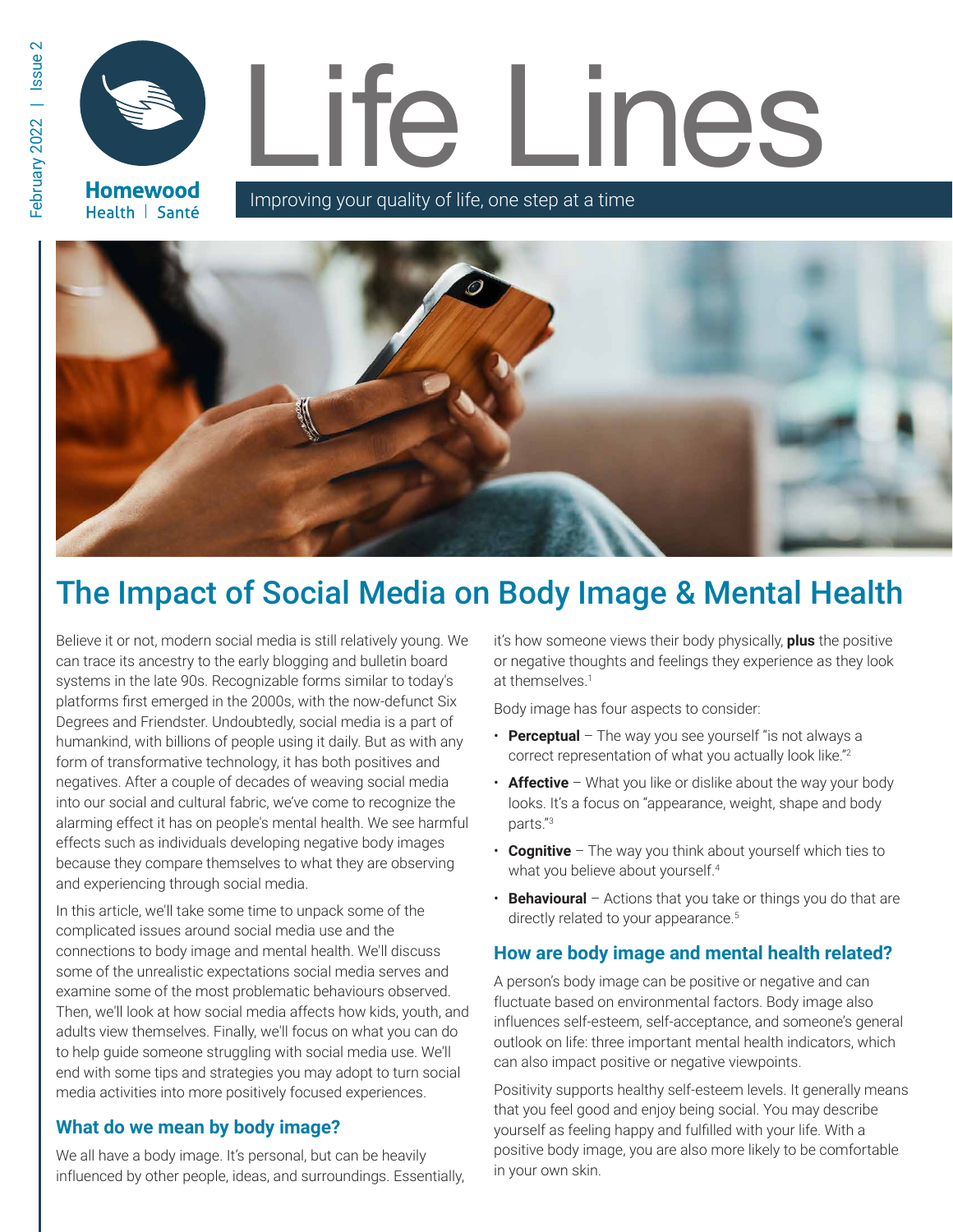# Life Lines

Homewood Health | Santé

Improving your quality of life, one step at a time

## The Impact of Social Media on Body Image & Mental Health

Believe it or not, modern social media is still relatively young. We can trace its ancestry to the early blogging and bulletin board systems in the late 90s. Recognizable forms similar to today's platforms first emerged in the 2000s, with the now-defunct Six Degrees and Friendster. Undoubtedly, social media is a part of humankind, with billions of people using it daily. But as with any form of transformative technology, it has both positives and negatives. After a couple of decades of weaving social media into our social and cultural fabric, we've come to recognize the alarming effect it has on people's mental health. We see harmful effects such as individuals developing negative body images because they compare themselves to what they are observing and experiencing through social media.

In this article, we'll take some time to unpack some of the complicated issues around social media use and the connections to body image and mental health. We'll discuss some of the unrealistic expectations social media serves and examine some of the most problematic behaviours observed. Then, we'll look at how social media affects how kids, youth, and adults view themselves. Finally, we'll focus on what you can do to help guide someone struggling with social media use. We'll end with some tips and strategies you may adopt to turn social media activities into more positively focused experiences.

### What do we mean by body image?

We all have a body image. It's personal, but can be heavily influenced by other people, ideas, and surroundings. Essentially, it's how someone views their body physically, **plus** the positive or negative thoughts and feelings they experience as they look at themselves.[1]

Body image has four aspects to consider:

- **Perceptual** – The way you see yourself "is not always a correct representation of what you actually look like."[2]
- **Affective** – What you like or dislike about the way your body looks. It's a focus on "appearance, weight, shape and body parts."[3]
- **Cognitive** – The way you think about yourself which ties to what you believe about yourself.[4]
- **Behavioural** – Actions that you take or things you do that are directly related to your appearance.[5]

### How are body image and mental health related?

A person's body image can be positive or negative and can fluctuate based on environmental factors. Body image also influences self-esteem, self-acceptance, and someone's general outlook on life: three important mental health indicators, which can also impact positive or negative viewpoints.

Positivity supports healthy self-esteem levels. It generally means that you feel good and enjoy being social. You may describe yourself as feeling happy and fulfilled with your life. With a positive body image, you are also more likely to be comfortable in your own skin.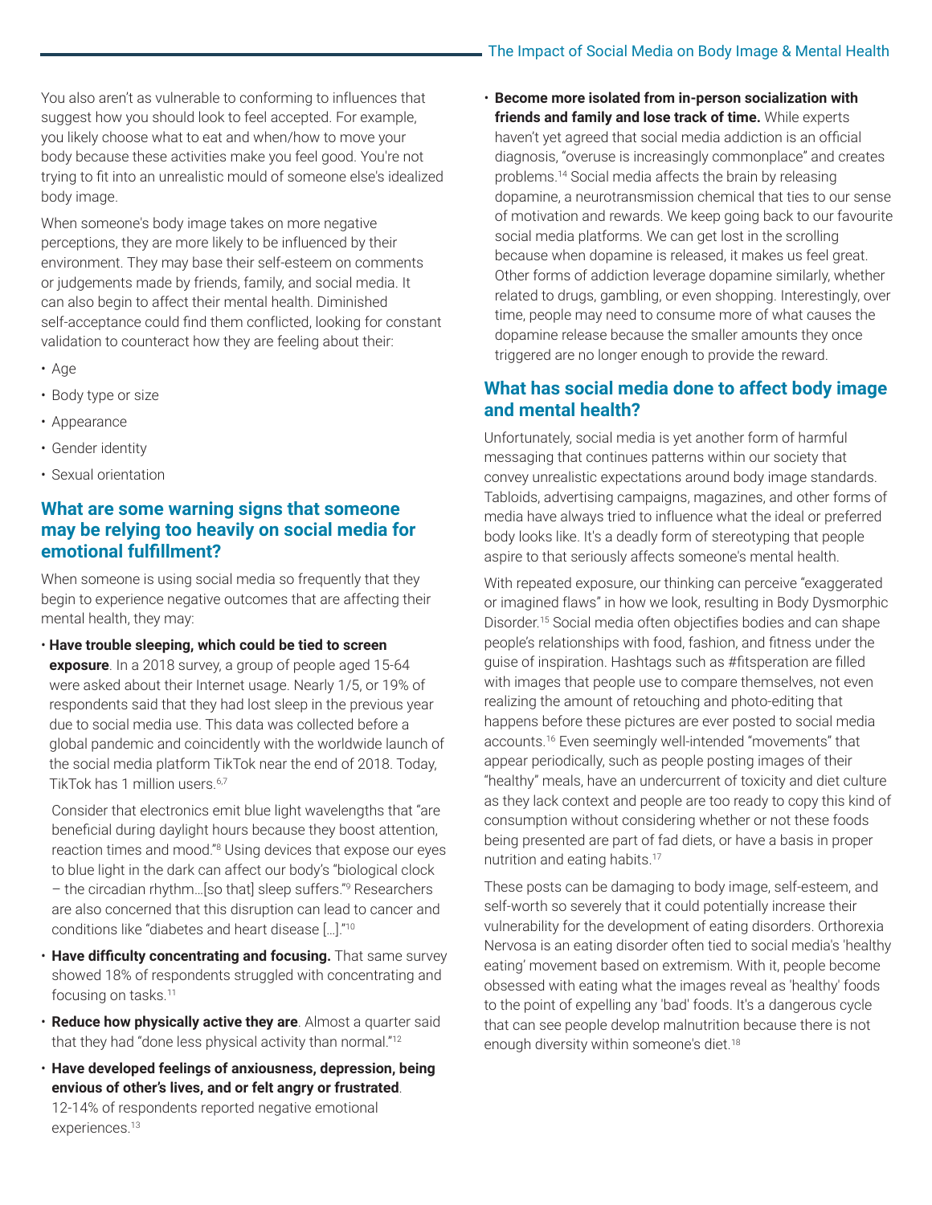You also aren't as vulnerable to conforming to influences that suggest how you should look to feel accepted. For example, you likely choose what to eat and when/how to move your body because these activities make you feel good. You're not trying to fit into an unrealistic mould of someone else's idealized body image.

When someone's body image takes on more negative perceptions, they are more likely to be influenced by their environment. They may base their self-esteem on comments or judgements made by friends, family, and social media. It can also begin to affect their mental health. Diminished self-acceptance could find them conflicted, looking for constant validation to counteract how they are feeling about their:

- Age
- Body type or size
- Appearance
- Gender identity
- Sexual orientation

## What are some warning signs that someone may be relying too heavily on social media for emotional fulfillment?

When someone is using social media so frequently that they begin to experience negative outcomes that are affecting their mental health, they may:

- **Have trouble sleeping, which could be tied to screen exposure**. In a 2018 survey, a group of people aged 15-64 were asked about their Internet usage. Nearly 1/5, or 19% of respondents said that they had lost sleep in the previous year due to social media use. This data was collected before a global pandemic and coincidently with the worldwide launch of the social media platform TikTok near the end of 2018. Today, TikTok has 1 million users.[6,7]

  Consider that electronics emit blue light wavelengths that "are beneficial during daylight hours because they boost attention, reaction times and mood."[8] Using devices that expose our eyes to blue light in the dark can affect our body's "biological clock – the circadian rhythm…[so that] sleep suffers."[9] Researchers are also concerned that this disruption can lead to cancer and conditions like "diabetes and heart disease […]."[10]

- **Have difficulty concentrating and focusing.** That same survey showed 18% of respondents struggled with concentrating and focusing on tasks.[11]
- **Reduce how physically active they are**. Almost a quarter said that they had "done less physical activity than normal."[12]
- **Have developed feelings of anxiousness, depression, being envious of other's lives, and or felt angry or frustrated**. 12-14% of respondents reported negative emotional experiences.[13]
- **Become more isolated from in-person socialization with friends and family and lose track of time.** While experts haven't yet agreed that social media addiction is an official diagnosis, "overuse is increasingly commonplace" and creates problems.[14] Social media affects the brain by releasing dopamine, a neurotransmission chemical that ties to our sense of motivation and rewards. We keep going back to our favourite social media platforms. We can get lost in the scrolling because when dopamine is released, it makes us feel great. Other forms of addiction leverage dopamine similarly, whether related to drugs, gambling, or even shopping. Interestingly, over time, people may need to consume more of what causes the dopamine release because the smaller amounts they once triggered are no longer enough to provide the reward.

## What has social media done to affect body image and mental health?

Unfortunately, social media is yet another form of harmful messaging that continues patterns within our society that convey unrealistic expectations around body image standards. Tabloids, advertising campaigns, magazines, and other forms of media have always tried to influence what the ideal or preferred body looks like. It's a deadly form of stereotyping that people aspire to that seriously affects someone's mental health.

With repeated exposure, our thinking can perceive "exaggerated or imagined flaws" in how we look, resulting in Body Dysmorphic Disorder.[15] Social media often objectifies bodies and can shape people's relationships with food, fashion, and fitness under the guise of inspiration. Hashtags such as #fitsperation are filled with images that people use to compare themselves, not even realizing the amount of retouching and photo-editing that happens before these pictures are ever posted to social media accounts.[16] Even seemingly well-intended "movements" that appear periodically, such as people posting images of their "healthy" meals, have an undercurrent of toxicity and diet culture as they lack context and people are too ready to copy this kind of consumption without considering whether or not these foods being presented are part of fad diets, or have a basis in proper nutrition and eating habits.[17]

These posts can be damaging to body image, self-esteem, and self-worth so severely that it could potentially increase their vulnerability for the development of eating disorders. Orthorexia Nervosa is an eating disorder often tied to social media's 'healthy eating' movement based on extremism. With it, people become obsessed with eating what the images reveal as 'healthy' foods to the point of expelling any 'bad' foods. It's a dangerous cycle that can see people develop malnutrition because there is not enough diversity within someone's diet.[18]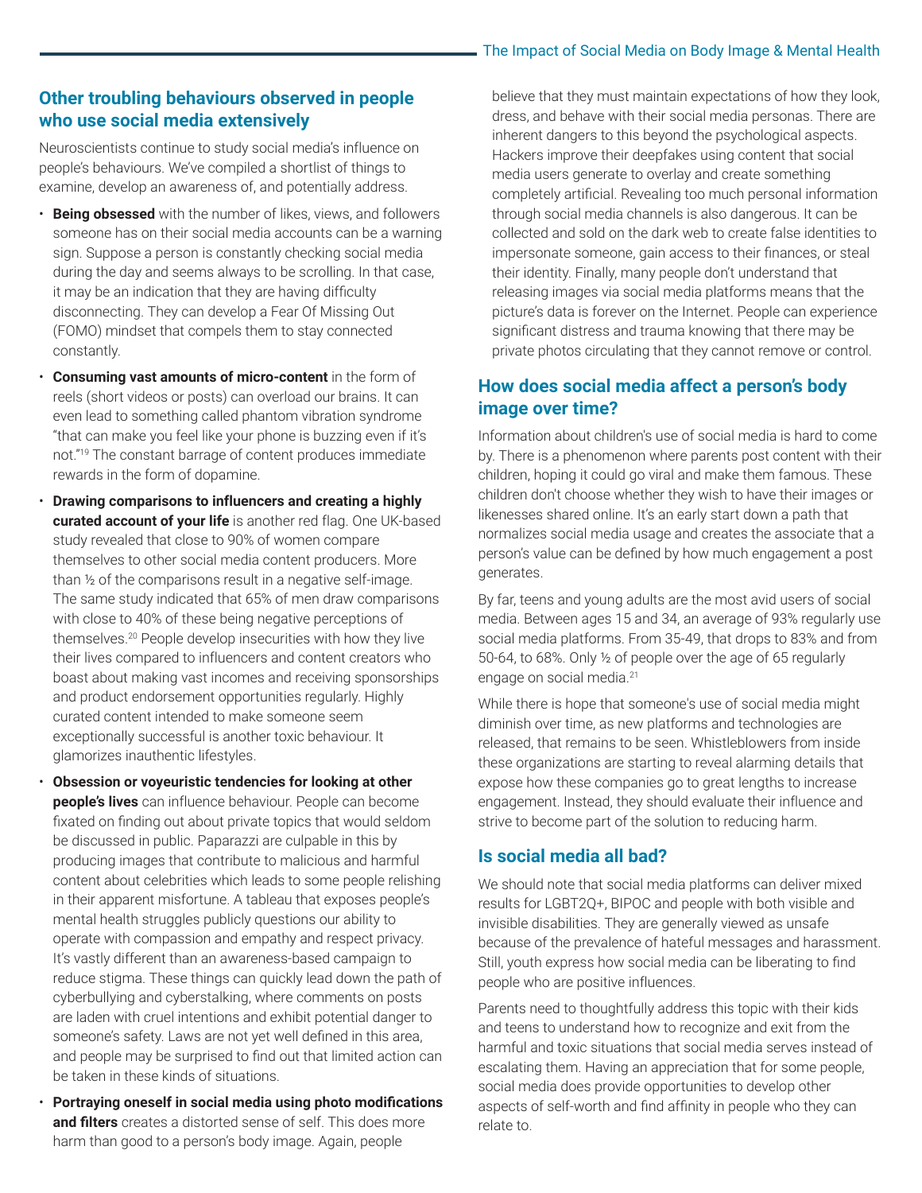## Other troubling behaviours observed in people who use social media extensively

Neuroscientists continue to study social media's influence on people's behaviours. We've compiled a shortlist of things to examine, develop an awareness of, and potentially address.

- **Being obsessed** with the number of likes, views, and followers someone has on their social media accounts can be a warning sign. Suppose a person is constantly checking social media during the day and seems always to be scrolling. In that case, it may be an indication that they are having difficulty disconnecting. They can develop a Fear Of Missing Out (FOMO) mindset that compels them to stay connected constantly.
- **Consuming vast amounts of micro-content** in the form of reels (short videos or posts) can overload our brains. It can even lead to something called phantom vibration syndrome "that can make you feel like your phone is buzzing even if it's not."[19] The constant barrage of content produces immediate rewards in the form of dopamine.
- **Drawing comparisons to influencers and creating a highly curated account of your life** is another red flag. One UK-based study revealed that close to 90% of women compare themselves to other social media content producers. More than ½ of the comparisons result in a negative self-image. The same study indicated that 65% of men draw comparisons with close to 40% of these being negative perceptions of themselves.[20] People develop insecurities with how they live their lives compared to influencers and content creators who boast about making vast incomes and receiving sponsorships and product endorsement opportunities regularly. Highly curated content intended to make someone seem exceptionally successful is another toxic behaviour. It glamorizes inauthentic lifestyles.
- **Obsession or voyeuristic tendencies for looking at other people's lives** can influence behaviour. People can become fixated on finding out about private topics that would seldom be discussed in public. Paparazzi are culpable in this by producing images that contribute to malicious and harmful content about celebrities which leads to some people relishing in their apparent misfortune. A tableau that exposes people's mental health struggles publicly questions our ability to operate with compassion and empathy and respect privacy. It's vastly different than an awareness-based campaign to reduce stigma. These things can quickly lead down the path of cyberbullying and cyberstalking, where comments on posts are laden with cruel intentions and exhibit potential danger to someone's safety. Laws are not yet well defined in this area, and people may be surprised to find out that limited action can be taken in these kinds of situations.
- **Portraying oneself in social media using photo modifications and filters** creates a distorted sense of self. This does more harm than good to a person's body image. Again, people believe that they must maintain expectations of how they look, dress, and behave with their social media personas. There are inherent dangers to this beyond the psychological aspects. Hackers improve their deepfakes using content that social media users generate to overlay and create something completely artificial. Revealing too much personal information through social media channels is also dangerous. It can be collected and sold on the dark web to create false identities to impersonate someone, gain access to their finances, or steal their identity. Finally, many people don't understand that releasing images via social media platforms means that the picture's data is forever on the Internet. People can experience significant distress and trauma knowing that there may be private photos circulating that they cannot remove or control.

## How does social media affect a person's body image over time?

Information about children's use of social media is hard to come by. There is a phenomenon where parents post content with their children, hoping it could go viral and make them famous. These children don't choose whether they wish to have their images or likenesses shared online. It's an early start down a path that normalizes social media usage and creates the associate that a person's value can be defined by how much engagement a post generates.

By far, teens and young adults are the most avid users of social media. Between ages 15 and 34, an average of 93% regularly use social media platforms. From 35-49, that drops to 83% and from 50-64, to 68%. Only ½ of people over the age of 65 regularly engage on social media.[21]

While there is hope that someone's use of social media might diminish over time, as new platforms and technologies are released, that remains to be seen. Whistleblowers from inside these organizations are starting to reveal alarming details that expose how these companies go to great lengths to increase engagement. Instead, they should evaluate their influence and strive to become part of the solution to reducing harm.

## Is social media all bad?

We should note that social media platforms can deliver mixed results for LGBT2Q+, BIPOC and people with both visible and invisible disabilities. They are generally viewed as unsafe because of the prevalence of hateful messages and harassment. Still, youth express how social media can be liberating to find people who are positive influences.

Parents need to thoughtfully address this topic with their kids and teens to understand how to recognize and exit from the harmful and toxic situations that social media serves instead of escalating them. Having an appreciation that for some people, social media does provide opportunities to develop other aspects of self-worth and find affinity in people who they can relate to.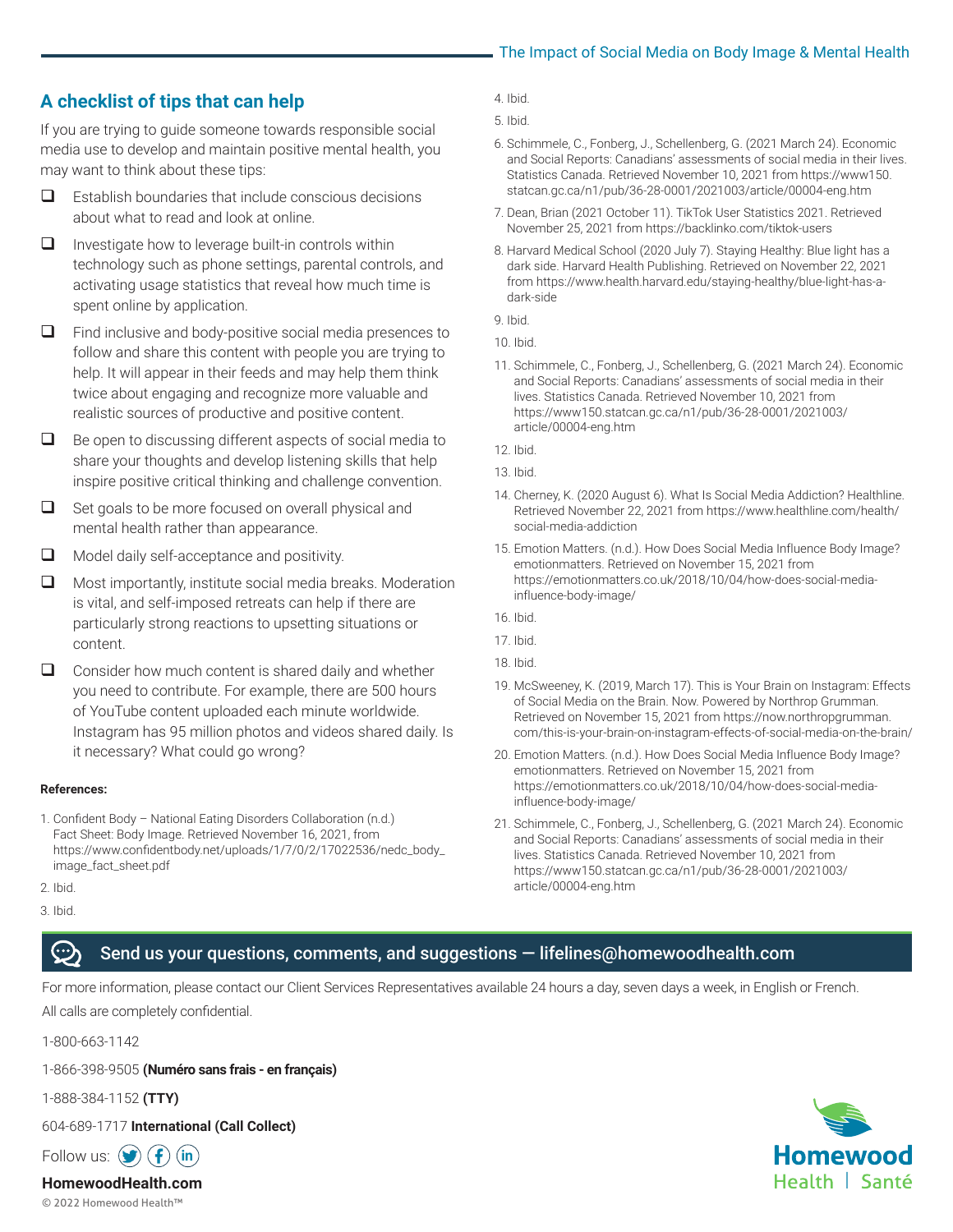## A checklist of tips that can help

If you are trying to guide someone towards responsible social media use to develop and maintain positive mental health, you may want to think about these tips:

- ❑ Establish boundaries that include conscious decisions about what to read and look at online.
- ❑ Investigate how to leverage built-in controls within technology such as phone settings, parental controls, and activating usage statistics that reveal how much time is spent online by application.
- ❑ Find inclusive and body-positive social media presences to follow and share this content with people you are trying to help. It will appear in their feeds and may help them think twice about engaging and recognize more valuable and realistic sources of productive and positive content.
- ❑ Be open to discussing different aspects of social media to share your thoughts and develop listening skills that help inspire positive critical thinking and challenge convention.
- ❑ Set goals to be more focused on overall physical and mental health rather than appearance.
- ❑ Model daily self-acceptance and positivity.
- ❑ Most importantly, institute social media breaks. Moderation is vital, and self-imposed retreats can help if there are particularly strong reactions to upsetting situations or content.
- ❑ Consider how much content is shared daily and whether you need to contribute. For example, there are 500 hours of YouTube content uploaded each minute worldwide. Instagram has 95 million photos and videos shared daily. Is it necessary? What could go wrong?

**References:**

1. Confident Body – National Eating Disorders Collaboration (n.d.) Fact Sheet: Body Image. Retrieved November 16, 2021, from https://www.confidentbody.net/uploads/1/7/0/2/17022536/nedc_body_image_fact_sheet.pdf
2. Ibid.
3. Ibid.
4. Ibid.
5. Ibid.
6. Schimmele, C., Fonberg, J., Schellenberg, G. (2021 March 24). Economic and Social Reports: Canadians' assessments of social media in their lives. Statistics Canada. Retrieved November 10, 2021 from https://www150.statcan.gc.ca/n1/pub/36-28-0001/2021003/article/00004-eng.htm
7. Dean, Brian (2021 October 11). TikTok User Statistics 2021. Retrieved November 25, 2021 from https://backlinko.com/tiktok-users
8. Harvard Medical School (2020 July 7). Staying Healthy: Blue light has a dark side. Harvard Health Publishing. Retrieved on November 22, 2021 from https://www.health.harvard.edu/staying-healthy/blue-light-has-a-dark-side
9. Ibid.
10. Ibid.
11. Schimmele, C., Fonberg, J., Schellenberg, G. (2021 March 24). Economic and Social Reports: Canadians' assessments of social media in their lives. Statistics Canada. Retrieved November 10, 2021 from https://www150.statcan.gc.ca/n1/pub/36-28-0001/2021003/article/00004-eng.htm
12. Ibid.
13. Ibid.
14. Cherney, K. (2020 August 6). What Is Social Media Addiction? Healthline. Retrieved November 22, 2021 from https://www.healthline.com/health/social-media-addiction
15. Emotion Matters. (n.d.). How Does Social Media Influence Body Image? emotionmatters. Retrieved on November 15, 2021 from https://emotionmatters.co.uk/2018/10/04/how-does-social-media-influence-body-image/
16. Ibid.
17. Ibid.
18. Ibid.
19. McSweeney, K. (2019, March 17). This is Your Brain on Instagram: Effects of Social Media on the Brain. Now. Powered by Northrop Grumman. Retrieved on November 15, 2021 from https://now.northropgrumman.com/this-is-your-brain-on-instagram-effects-of-social-media-on-the-brain/
20. Emotion Matters. (n.d.). How Does Social Media Influence Body Image? emotionmatters. Retrieved on November 15, 2021 from https://emotionmatters.co.uk/2018/10/04/how-does-social-media-influence-body-image/
21. Schimmele, C., Fonberg, J., Schellenberg, G. (2021 March 24). Economic and Social Reports: Canadians' assessments of social media in their lives. Statistics Canada. Retrieved November 10, 2021 from https://www150.statcan.gc.ca/n1/pub/36-28-0001/2021003/article/00004-eng.htm

### Send us your questions, comments, and suggestions — lifelines@homewoodhealth.com

For more information, please contact our Client Services Representatives available 24 hours a day, seven days a week, in English or French.

All calls are completely confidential.

1-800-663-1142

1-866-398-9505 **(Numéro sans frais - en français)**

1-888-384-1152 **(TTY)**

604-689-1717 **International (Call Collect)**

Follow us:

**HomewoodHealth.com**

© 2022 Homewood Health™

Homewood Health | Santé